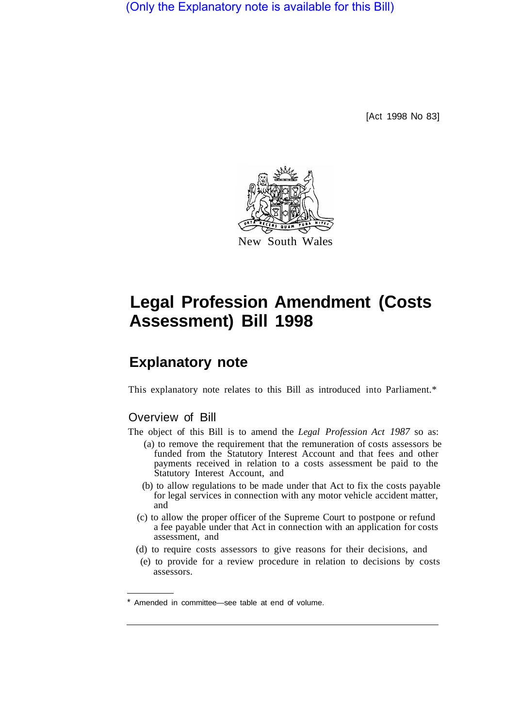(Only the Explanatory note is available for this Bill)

[Act 1998 No 83]

New South Wales

# Legal Profession Amendment (Costs Assessment) Bill 1998

## Explanatory note

This explanatory note relates to this Bill as introduced into Parliament.*

### Overview of Bill

The object of this Bill is to amend the *Legal Profession Act 1987* so as:

(a) to remove the requirement that the remuneration of costs assessors be funded from the Statutory Interest Account and that fees and other payments received in relation to a costs assessment be paid to the Statutory Interest Account, and

(b) to allow regulations to be made under that Act to fix the costs payable for legal services in connection with any motor vehicle accident matter, and

(c) to allow the proper officer of the Supreme Court to postpone or refund a fee payable under that Act in connection with an application for costs assessment, and

(d) to require costs assessors to give reasons for their decisions, and

(e) to provide for a review procedure in relation to decisions by costs assessors.

---

* Amended in committee—see table at end of volume.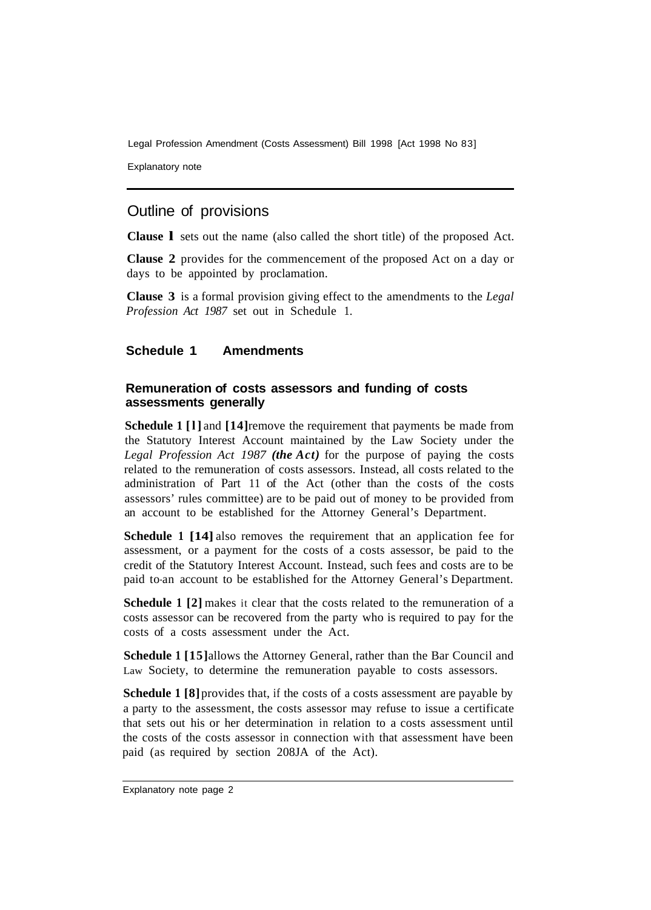## Outline of provisions

**Clause 1** sets out the name (also called the short title) of the proposed Act.

**Clause 2** provides for the commencement of the proposed Act on a day or days to be appointed by proclamation.

**Clause 3** is a formal provision giving effect to the amendments to the *Legal Profession Act 1987* set out in Schedule 1.

### Schedule 1 Amendments

#### Remuneration of costs assessors and funding of costs assessments generally

**Schedule 1 [1]** and **[14]** remove the requirement that payments be made from the Statutory Interest Account maintained by the Law Society under the *Legal Profession Act 1987* ***(the Act)*** for the purpose of paying the costs related to the remuneration of costs assessors. Instead, all costs related to the administration of Part 11 of the Act (other than the costs of the costs assessors' rules committee) are to be paid out of money to be provided from an account to be established for the Attorney General's Department.

**Schedule 1 [14]** also removes the requirement that an application fee for assessment, or a payment for the costs of a costs assessor, be paid to the credit of the Statutory Interest Account. Instead, such fees and costs are to be paid to an account to be established for the Attorney General's Department.

**Schedule 1 [2]** makes it clear that the costs related to the remuneration of a costs assessor can be recovered from the party who is required to pay for the costs of a costs assessment under the Act.

**Schedule 1 [15]** allows the Attorney General, rather than the Bar Council and Law Society, to determine the remuneration payable to costs assessors.

**Schedule 1 [8]** provides that, if the costs of a costs assessment are payable by a party to the assessment, the costs assessor may refuse to issue a certificate that sets out his or her determination in relation to a costs assessment until the costs of the costs assessor in connection with that assessment have been paid (as required by section 208JA of the Act).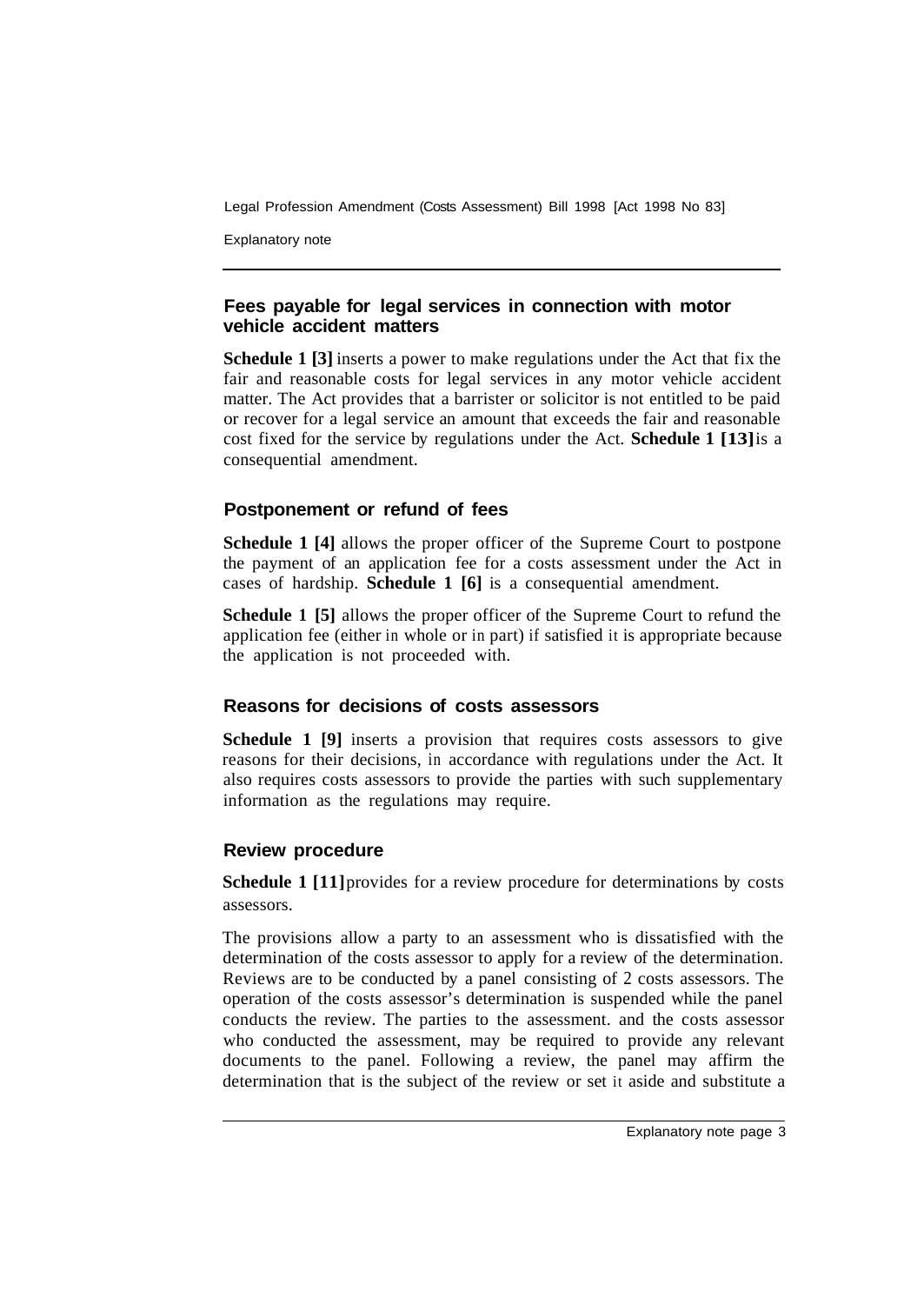## Fees payable for legal services in connection with motor vehicle accident matters

**Schedule 1 [3]** inserts a power to make regulations under the Act that fix the fair and reasonable costs for legal services in any motor vehicle accident matter. The Act provides that a barrister or solicitor is not entitled to be paid or recover for a legal service an amount that exceeds the fair and reasonable cost fixed for the service by regulations under the Act. **Schedule 1 [13]** is a consequential amendment.

## Postponement or refund of fees

**Schedule 1 [4]** allows the proper officer of the Supreme Court to postpone the payment of an application fee for a costs assessment under the Act in cases of hardship. **Schedule 1 [6]** is a consequential amendment.

**Schedule 1 [5]** allows the proper officer of the Supreme Court to refund the application fee (either in whole or in part) if satisfied it is appropriate because the application is not proceeded with.

## Reasons for decisions of costs assessors

**Schedule 1 [9]** inserts a provision that requires costs assessors to give reasons for their decisions, in accordance with regulations under the Act. It also requires costs assessors to provide the parties with such supplementary information as the regulations may require.

## Review procedure

**Schedule 1 [11]** provides for a review procedure for determinations by costs assessors.

The provisions allow a party to an assessment who is dissatisfied with the determination of the costs assessor to apply for a review of the determination. Reviews are to be conducted by a panel consisting of 2 costs assessors. The operation of the costs assessor's determination is suspended while the panel conducts the review. The parties to the assessment. and the costs assessor who conducted the assessment, may be required to provide any relevant documents to the panel. Following a review, the panel may affirm the determination that is the subject of the review or set it aside and substitute a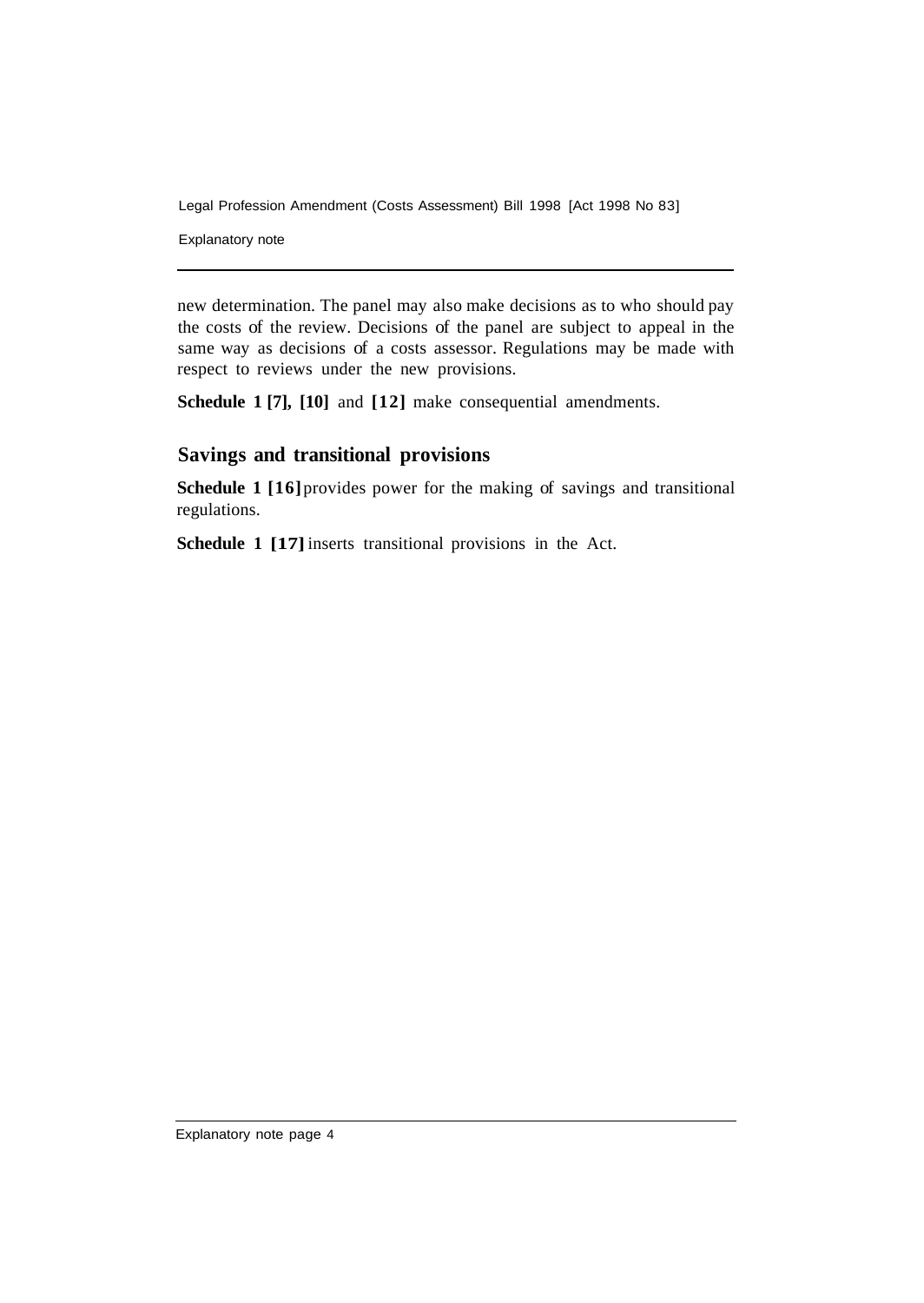new determination. The panel may also make decisions as to who should pay the costs of the review. Decisions of the panel are subject to appeal in the same way as decisions of a costs assessor. Regulations may be made with respect to reviews under the new provisions.

**Schedule 1 [7], [10]** and **[12]** make consequential amendments.

## Savings and transitional provisions

**Schedule 1 [16]** provides power for the making of savings and transitional regulations.

**Schedule 1 [17]** inserts transitional provisions in the Act.